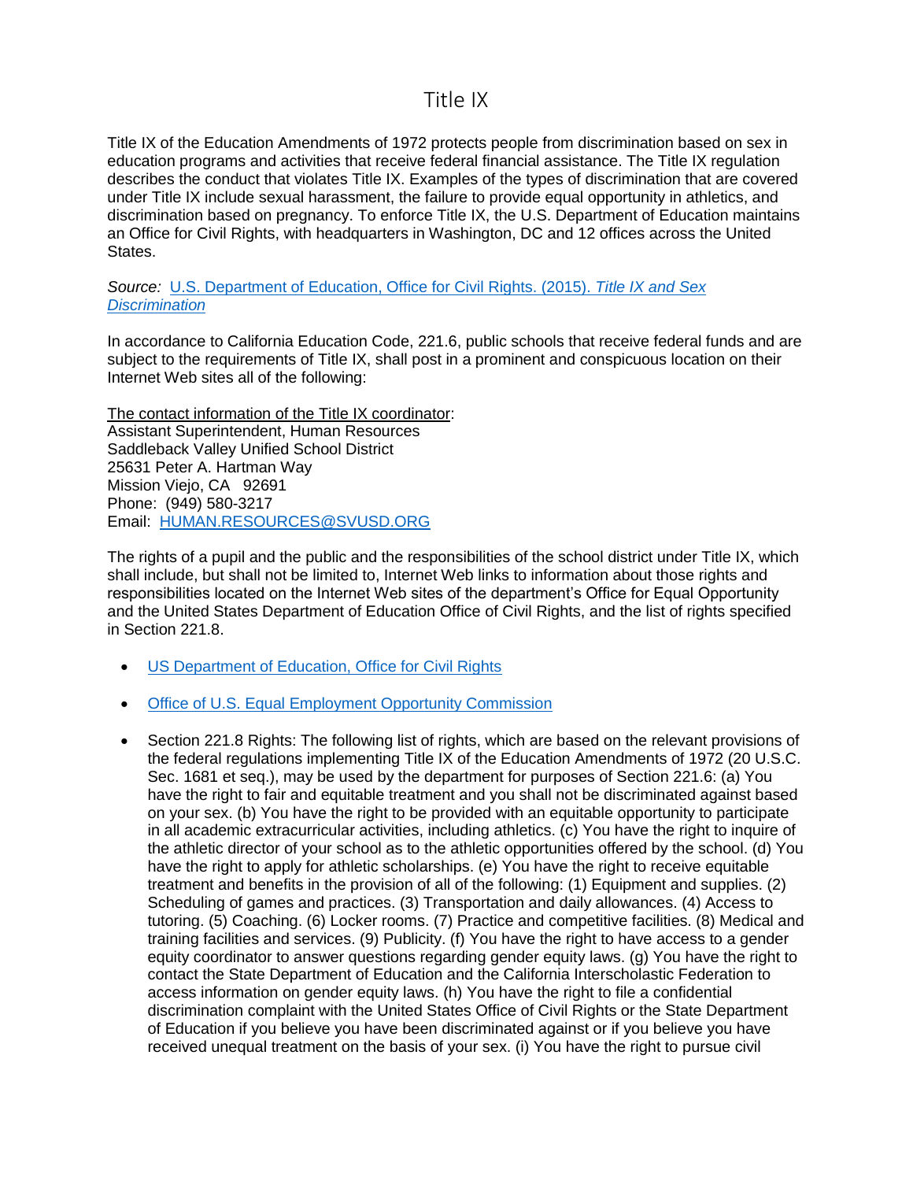# Title IX

Title IX of the Education Amendments of 1972 protects people from discrimination based on sex in education programs and activities that receive federal financial assistance. The Title IX regulation describes the conduct that violates Title IX. Examples of the types of discrimination that are covered under Title IX include sexual harassment, the failure to provide equal opportunity in athletics, and discrimination based on pregnancy. To enforce Title IX, the U.S. Department of Education maintains an Office for Civil Rights, with headquarters in Washington, DC and 12 offices across the United States.

*Source:* U.S. Department of Education, Office for Civil Rights. (2015). *Title IX and Sex Discrimination*

In accordance to California Education Code, 221.6, public schools that receive federal funds and are subject to the requirements of Title IX, shall post in a prominent and conspicuous location on their Internet Web sites all of the following:

<u>The contact information of the Title IX coordinator</u>:
Assistant Superintendent, Human Resources
Saddleback Valley Unified School District
25631 Peter A. Hartman Way
Mission Viejo, CA 92691
Phone: (949) 580-3217
Email: HUMAN.RESOURCES@SVUSD.ORG

The rights of a pupil and the public and the responsibilities of the school district under Title IX, which shall include, but shall not be limited to, Internet Web links to information about those rights and responsibilities located on the Internet Web sites of the department's Office for Equal Opportunity and the United States Department of Education Office of Civil Rights, and the list of rights specified in Section 221.8.

- US Department of Education, Office for Civil Rights
- Office of U.S. Equal Employment Opportunity Commission
- Section 221.8 Rights: The following list of rights, which are based on the relevant provisions of the federal regulations implementing Title IX of the Education Amendments of 1972 (20 U.S.C. Sec. 1681 et seq.), may be used by the department for purposes of Section 221.6: (a) You have the right to fair and equitable treatment and you shall not be discriminated against based on your sex. (b) You have the right to be provided with an equitable opportunity to participate in all academic extracurricular activities, including athletics. (c) You have the right to inquire of the athletic director of your school as to the athletic opportunities offered by the school. (d) You have the right to apply for athletic scholarships. (e) You have the right to receive equitable treatment and benefits in the provision of all of the following: (1) Equipment and supplies. (2) Scheduling of games and practices. (3) Transportation and daily allowances. (4) Access to tutoring. (5) Coaching. (6) Locker rooms. (7) Practice and competitive facilities. (8) Medical and training facilities and services. (9) Publicity. (f) You have the right to have access to a gender equity coordinator to answer questions regarding gender equity laws. (g) You have the right to contact the State Department of Education and the California Interscholastic Federation to access information on gender equity laws. (h) You have the right to file a confidential discrimination complaint with the United States Office of Civil Rights or the State Department of Education if you believe you have been discriminated against or if you believe you have received unequal treatment on the basis of your sex. (i) You have the right to pursue civil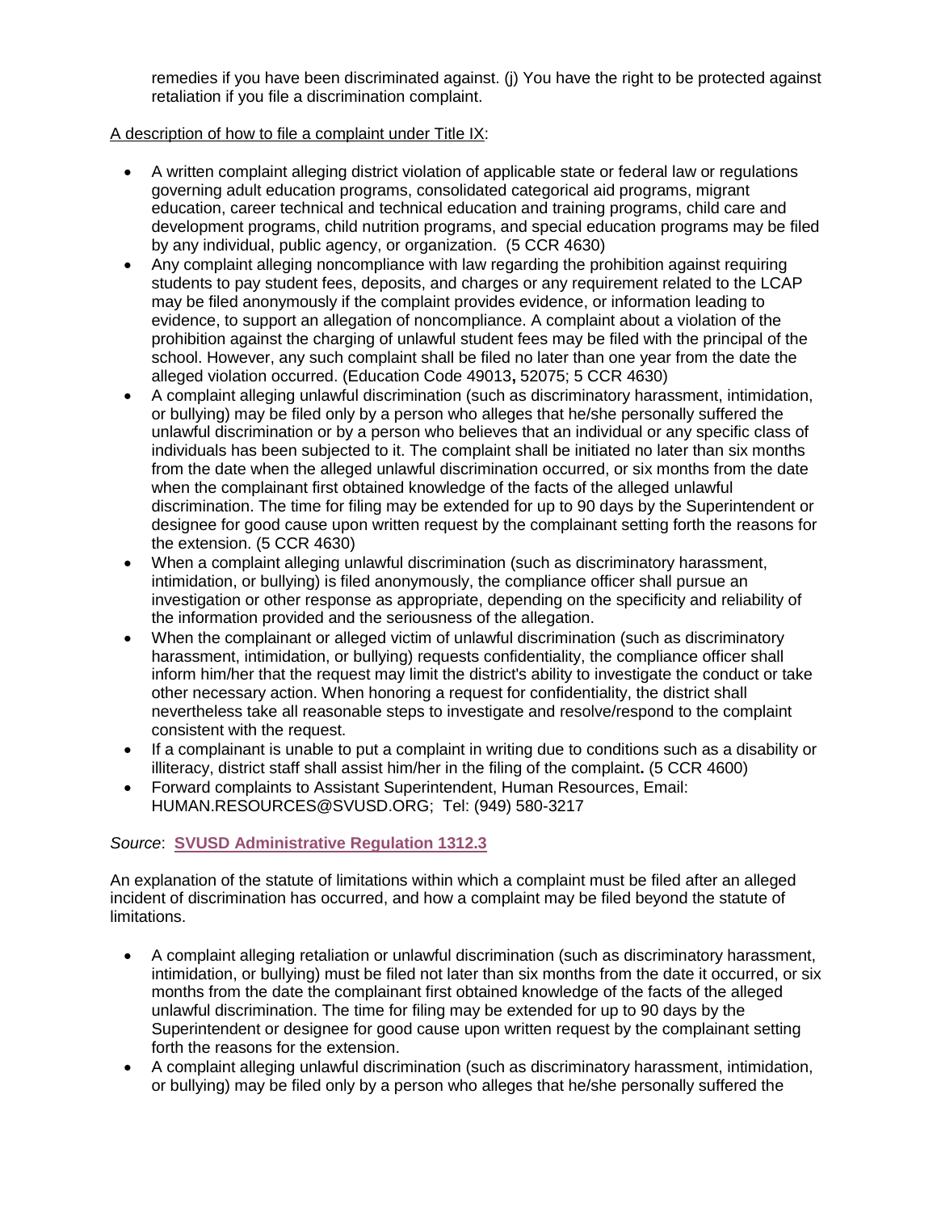remedies if you have been discriminated against. (j) You have the right to be protected against retaliation if you file a discrimination complaint.

A description of how to file a complaint under Title IX:

- A written complaint alleging district violation of applicable state or federal law or regulations governing adult education programs, consolidated categorical aid programs, migrant education, career technical and technical education and training programs, child care and development programs, child nutrition programs, and special education programs may be filed by any individual, public agency, or organization. (5 CCR 4630)
- Any complaint alleging noncompliance with law regarding the prohibition against requiring students to pay student fees, deposits, and charges or any requirement related to the LCAP may be filed anonymously if the complaint provides evidence, or information leading to evidence, to support an allegation of noncompliance. A complaint about a violation of the prohibition against the charging of unlawful student fees may be filed with the principal of the school. However, any such complaint shall be filed no later than one year from the date the alleged violation occurred. (Education Code 49013**,** 52075; 5 CCR 4630)
- A complaint alleging unlawful discrimination (such as discriminatory harassment, intimidation, or bullying) may be filed only by a person who alleges that he/she personally suffered the unlawful discrimination or by a person who believes that an individual or any specific class of individuals has been subjected to it. The complaint shall be initiated no later than six months from the date when the alleged unlawful discrimination occurred, or six months from the date when the complainant first obtained knowledge of the facts of the alleged unlawful discrimination. The time for filing may be extended for up to 90 days by the Superintendent or designee for good cause upon written request by the complainant setting forth the reasons for the extension. (5 CCR 4630)
- When a complaint alleging unlawful discrimination (such as discriminatory harassment, intimidation, or bullying) is filed anonymously, the compliance officer shall pursue an investigation or other response as appropriate, depending on the specificity and reliability of the information provided and the seriousness of the allegation.
- When the complainant or alleged victim of unlawful discrimination (such as discriminatory harassment, intimidation, or bullying) requests confidentiality, the compliance officer shall inform him/her that the request may limit the district's ability to investigate the conduct or take other necessary action. When honoring a request for confidentiality, the district shall nevertheless take all reasonable steps to investigate and resolve/respond to the complaint consistent with the request.
- If a complainant is unable to put a complaint in writing due to conditions such as a disability or illiteracy, district staff shall assist him/her in the filing of the complaint**.** (5 CCR 4600)
- Forward complaints to Assistant Superintendent, Human Resources, Email: HUMAN.RESOURCES@SVUSD.ORG; Tel: (949) 580-3217

*Source*: **SVUSD Administrative Regulation 1312.3**

An explanation of the statute of limitations within which a complaint must be filed after an alleged incident of discrimination has occurred, and how a complaint may be filed beyond the statute of limitations.

- A complaint alleging retaliation or unlawful discrimination (such as discriminatory harassment, intimidation, or bullying) must be filed not later than six months from the date it occurred, or six months from the date the complainant first obtained knowledge of the facts of the alleged unlawful discrimination. The time for filing may be extended for up to 90 days by the Superintendent or designee for good cause upon written request by the complainant setting forth the reasons for the extension.
- A complaint alleging unlawful discrimination (such as discriminatory harassment, intimidation, or bullying) may be filed only by a person who alleges that he/she personally suffered the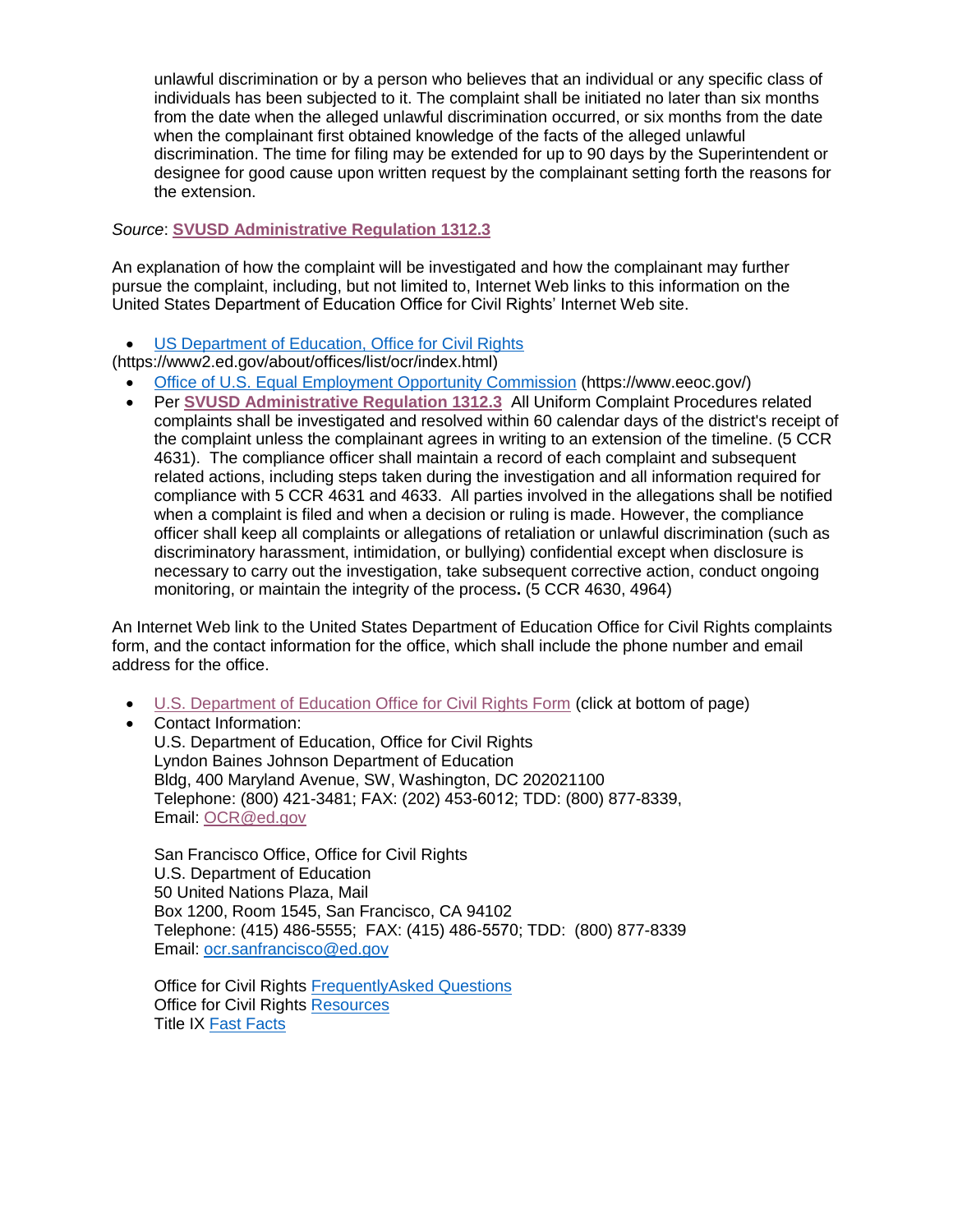unlawful discrimination or by a person who believes that an individual or any specific class of individuals has been subjected to it. The complaint shall be initiated no later than six months from the date when the alleged unlawful discrimination occurred, or six months from the date when the complainant first obtained knowledge of the facts of the alleged unlawful discrimination. The time for filing may be extended for up to 90 days by the Superintendent or designee for good cause upon written request by the complainant setting forth the reasons for the extension.

*Source*: **SVUSD Administrative Regulation 1312.3**

An explanation of how the complaint will be investigated and how the complainant may further pursue the complaint, including, but not limited to, Internet Web links to this information on the United States Department of Education Office for Civil Rights' Internet Web site.

- US Department of Education, Office for Civil Rights

(https://www2.ed.gov/about/offices/list/ocr/index.html)

- Office of U.S. Equal Employment Opportunity Commission (https://www.eeoc.gov/)
- Per **SVUSD Administrative Regulation 1312.3** All Uniform Complaint Procedures related complaints shall be investigated and resolved within 60 calendar days of the district's receipt of the complaint unless the complainant agrees in writing to an extension of the timeline. (5 CCR 4631). The compliance officer shall maintain a record of each complaint and subsequent related actions, including steps taken during the investigation and all information required for compliance with 5 CCR 4631 and 4633. All parties involved in the allegations shall be notified when a complaint is filed and when a decision or ruling is made. However, the compliance officer shall keep all complaints or allegations of retaliation or unlawful discrimination (such as discriminatory harassment, intimidation, or bullying) confidential except when disclosure is necessary to carry out the investigation, take subsequent corrective action, conduct ongoing monitoring, or maintain the integrity of the process**.** (5 CCR 4630, 4964)

An Internet Web link to the United States Department of Education Office for Civil Rights complaints form, and the contact information for the office, which shall include the phone number and email address for the office.

- U.S. Department of Education Office for Civil Rights Form (click at bottom of page)
- Contact Information:
  U.S. Department of Education, Office for Civil Rights
  Lyndon Baines Johnson Department of Education
  Bldg, 400 Maryland Avenue, SW, Washington, DC 202021100
  Telephone: (800) 421-3481; FAX: (202) 453-6012; TDD: (800) 877-8339,
  Email: OCR@ed.gov

  San Francisco Office, Office for Civil Rights
  U.S. Department of Education
  50 United Nations Plaza, Mail
  Box 1200, Room 1545, San Francisco, CA 94102
  Telephone: (415) 486-5555; FAX: (415) 486-5570; TDD: (800) 877-8339
  Email: ocr.sanfrancisco@ed.gov

  Office for Civil Rights FrequentlyAsked Questions
  Office for Civil Rights Resources
  Title IX Fast Facts